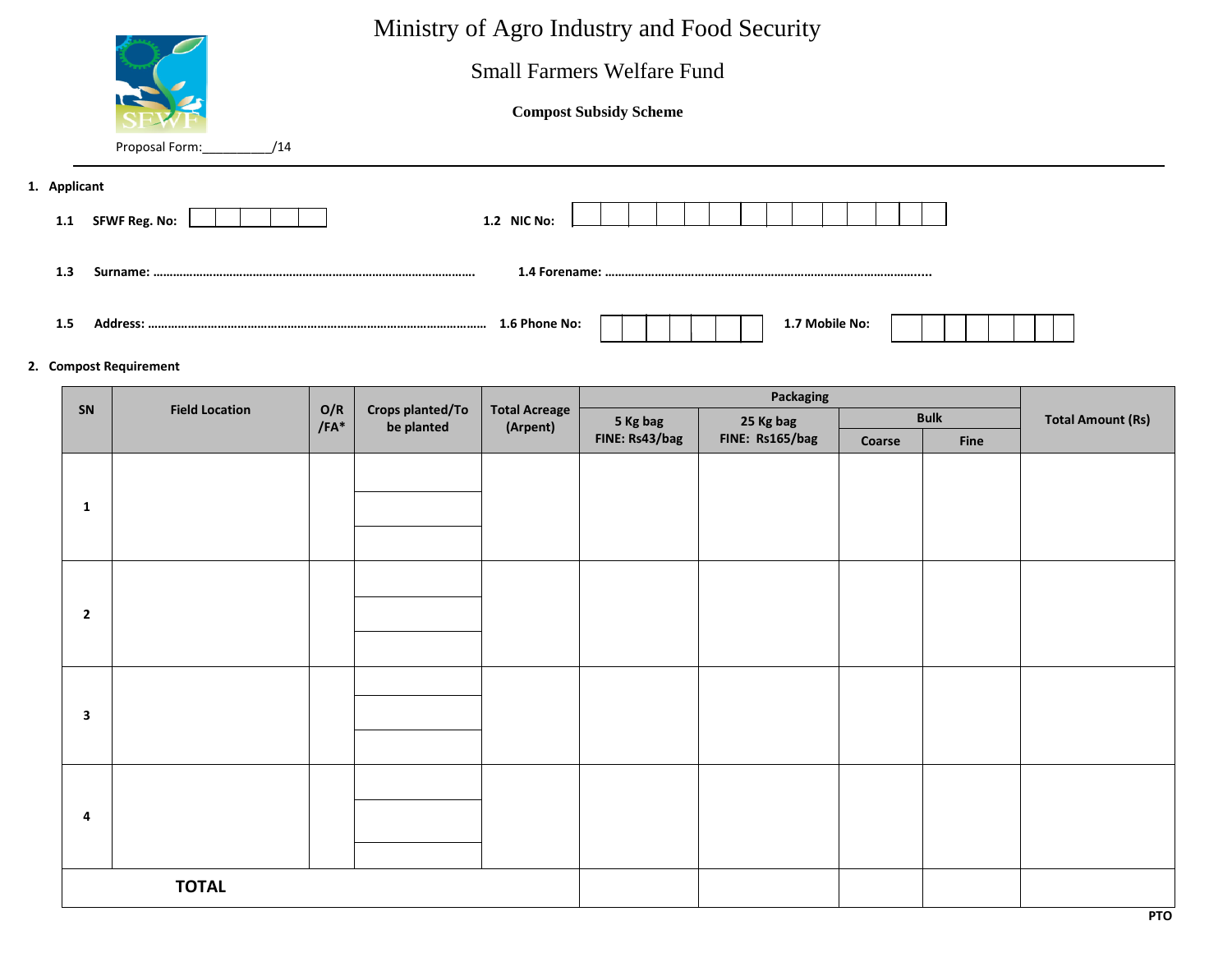# Ministry of Agro Industry and Food Security

## Small Farmers Welfare Fund

**Compost Subsidy Scheme**

Proposal Form:__________/14

---

**1. Applicant**

**1.1 SFWF Reg. No:** | | | | | |

**1.2 NIC No:** | | | | | | | | | | | | | | |

**1.3 Surname: ………………………………………………………………………………………**

**1.4 Forename: …………………………………………………………………………………….....**

**1.5 Address: ………………………………………………………………………………………….**

**1.6 Phone No:** | | | | | | | |

**1.7 Mobile No:** | | | | | | | |

**2. Compost Requirement**

| SN | Field Location | O/R /FA* | Crops planted/To be planted | Total Acreage (Arpent) | Packaging | | | | Total Amount (Rs) |
|---|---|---|---|---|---|---|---|---|---|
| | | | | | 5 Kg bag FINE: Rs43/bag | 25 Kg bag FINE: Rs165/bag | Bulk | | |
| | | | | | | | Coarse | Fine | |
| 1 | | | | | | | | | |
| | | | | | | | | | |
| | | | | | | | | | |
| 2 | | | | | | | | | |
| | | | | | | | | | |
| | | | | | | | | | |
| 3 | | | | | | | | | |
| | | | | | | | | | |
| | | | | | | | | | |
| 4 | | | | | | | | | |
| | | | | | | | | | |
| | | | | | | | | | |
| **TOTAL** | | | | | | | | | |

**PTO**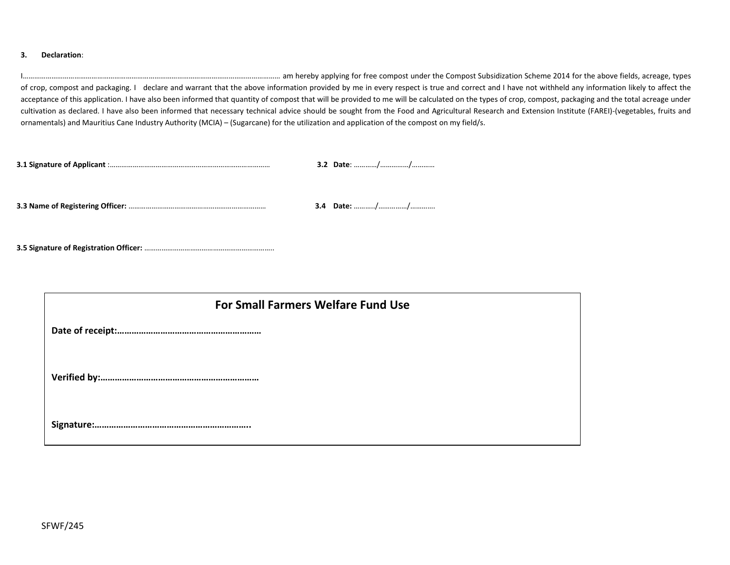**3. Declaration**:

I………………………………………………………………………………………………………………………… am hereby applying for free compost under the Compost Subsidization Scheme 2014 for the above fields, acreage, types of crop, compost and packaging. I declare and warrant that the above information provided by me in every respect is true and correct and I have not withheld any information likely to affect the acceptance of this application. I have also been informed that quantity of compost that will be provided to me will be calculated on the types of crop, compost, packaging and the total acreage under cultivation as declared. I have also been informed that necessary technical advice should be sought from the Food and Agricultural Research and Extension Institute (FAREI)-(vegetables, fruits and ornamentals) and Mauritius Cane Industry Authority (MCIA) – (Sugarcane) for the utilization and application of the compost on my field/s.

**3.1 Signature of Applicant** :…………………………………………………………………………… **3.2 Date**: …………/……………/…………

**3.3 Name of Registering Officer:** ……………………………………………………………… **3.4 Date:** ………../……………/…………

**3.5 Signature of Registration Officer:** …………………………………………………………..

**For Small Farmers Welfare Fund Use**

**Date of receipt:……………………………………………………**

**Verified by:…………………………………………………………**

**Signature:………………………………………………………..**

SFWF/245